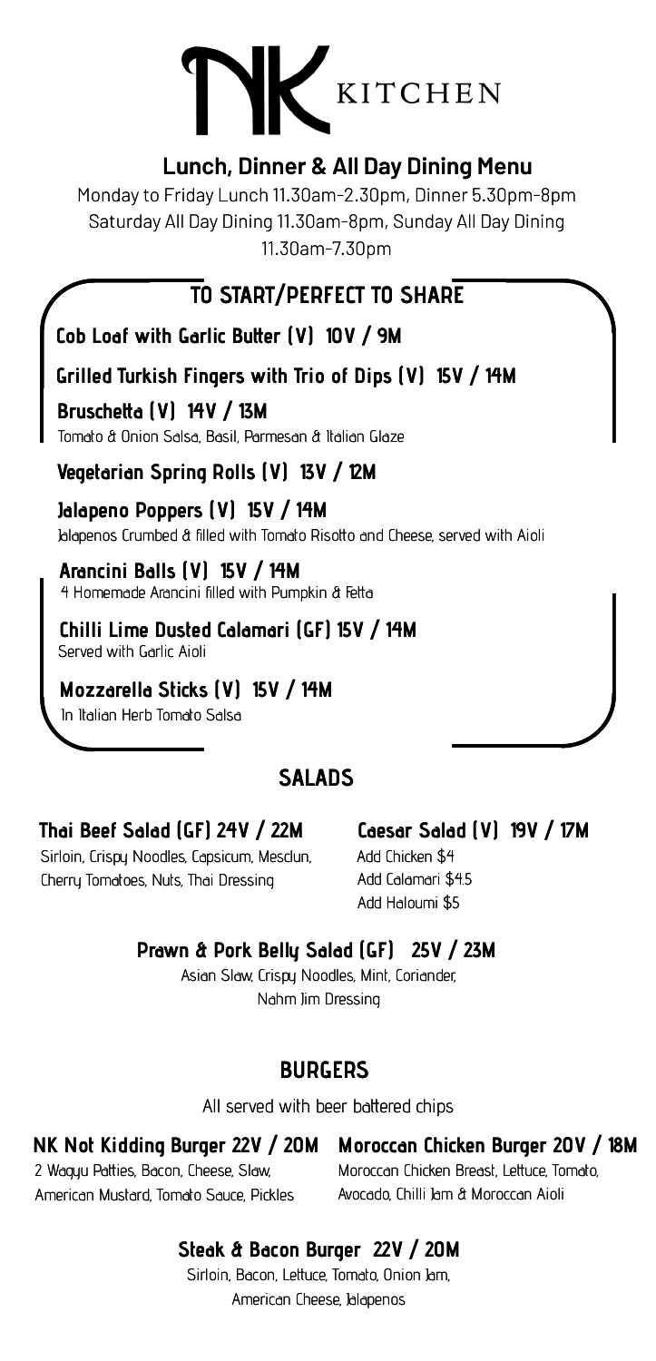# NK KITCHEN

## Lunch, Dinner & All Day Dining Menu

Monday to Friday Lunch 11.30am-2.30pm, Dinner 5.30pm-8pm
Saturday All Day Dining 11.30am-8pm, Sunday All Day Dining 11.30am-7.30pm

## TO START/PERFECT TO SHARE

**Cob Loaf with Garlic Butter (V) 10V / 9M**

**Grilled Turkish Fingers with Trio of Dips (V) 15V / 14M**

**Bruschetta (V) 14V / 13M**
Tomato & Onion Salsa, Basil, Parmesan & Italian Glaze

**Vegetarian Spring Rolls (V) 13V / 12M**

**Jalapeno Poppers (V) 15V / 14M**
Jalapenos Crumbed & filled with Tomato Risotto and Cheese, served with Aioli

**Arancini Balls (V) 15V / 14M**
4 Homemade Arancini filled with Pumpkin & Fetta

**Chilli Lime Dusted Calamari (GF) 15V / 14M**
Served with Garlic Aioli

**Mozzarella Sticks (V) 15V / 14M**
In Italian Herb Tomato Salsa

## SALADS

**Thai Beef Salad (GF) 24V / 22M**
Sirloin, Crispy Noodles, Capsicum, Mesclun, Cherry Tomatoes, Nuts, Thai Dressing

**Caesar Salad (V) 19V / 17M**
Add Chicken $4
Add Calamari $4.5
Add Haloumi $5

**Prawn & Pork Belly Salad (GF) 25V / 23M**
Asian Slaw, Crispy Noodles, Mint, Coriander, Nahm Jim Dressing

## BURGERS

All served with beer battered chips

**NK Not Kidding Burger 22V / 20M**
2 Wagyu Patties, Bacon, Cheese, Slaw, American Mustard, Tomato Sauce, Pickles

**Moroccan Chicken Burger 20V / 18M**
Moroccan Chicken Breast, Lettuce, Tomato, Avocado, Chilli Jam & Moroccan Aioli

**Steak & Bacon Burger 22V / 20M**
Sirloin, Bacon, Lettuce, Tomato, Onion Jam, American Cheese, Jalapenos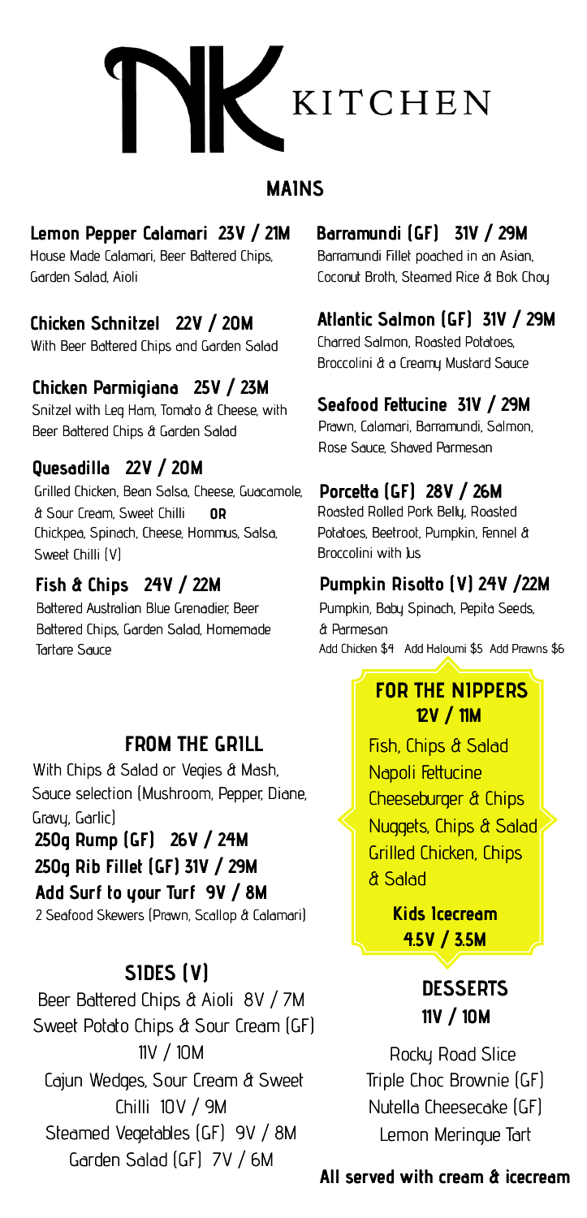# NK KITCHEN

## MAINS

**Lemon Pepper Calamari 23V / 21M**
House Made Calamari, Beer Battered Chips, Garden Salad, Aioli

**Chicken Schnitzel 22V / 20M**
With Beer Battered Chips and Garden Salad

**Chicken Parmigiana 25V / 23M**
Snitzel with Leg Ham, Tomato & Cheese, with Beer Battered Chips & Garden Salad

**Quesadilla 22V / 20M**
Grilled Chicken, Bean Salsa, Cheese, Guacamole, & Sour Cream, Sweet Chilli **OR** Chickpea, Spinach, Cheese, Hommus, Salsa, Sweet Chilli (V)

**Fish & Chips 24V / 22M**
Battered Australian Blue Grenadier, Beer Battered Chips, Garden Salad, Homemade Tartare Sauce

**Barramundi (GF) 31V / 29M**
Barramundi Fillet poached in an Asian, Coconut Broth, Steamed Rice & Bok Choy

**Atlantic Salmon (GF) 31V / 29M**
Charred Salmon, Roasted Potatoes, Broccolini & a Creamy Mustard Sauce

**Seafood Fettucine 31V / 29M**
Prawn, Calamari, Barramundi, Salmon, Rose Sauce, Shaved Parmesan

**Porcetta (GF) 28V / 26M**
Roasted Rolled Pork Belly, Roasted Potatoes, Beetroot, Pumpkin, Fennel & Broccolini with Jus

**Pumpkin Risotto (V) 24V /22M**
Pumpkin, Baby Spinach, Pepita Seeds, & Parmesan
Add Chicken $4 Add Haloumi $5 Add Prawns $6

## FROM THE GRILL

With Chips & Salad or Vegies & Mash, Sauce selection (Mushroom, Pepper, Diane, Gravy, Garlic)

**250g Rump (GF) 26V / 24M**
**250g Rib Fillet (GF) 31V / 29M**
**Add Surf to your Turf 9V / 8M**
2 Seafood Skewers (Prawn, Scallop & Calamari)

## SIDES (V)

Beer Battered Chips & Aioli 8V / 7M
Sweet Potato Chips & Sour Cream (GF) 11V / 10M
Cajun Wedges, Sour Cream & Sweet Chilli 10V / 9M
Steamed Vegetables (GF) 9V / 8M
Garden Salad (GF) 7V / 6M

## FOR THE NIPPERS
## 12V / 11M

Fish, Chips & Salad
Napoli Fettucine
Cheeseburger & Chips
Nuggets, Chips & Salad
Grilled Chicken, Chips & Salad

**Kids Icecream 4.5V / 3.5M**

## DESSERTS
## 11V / 10M

Rocky Road Slice
Triple Choc Brownie (GF)
Nutella Cheesecake (GF)
Lemon Meringue Tart

**All served with cream & icecream**